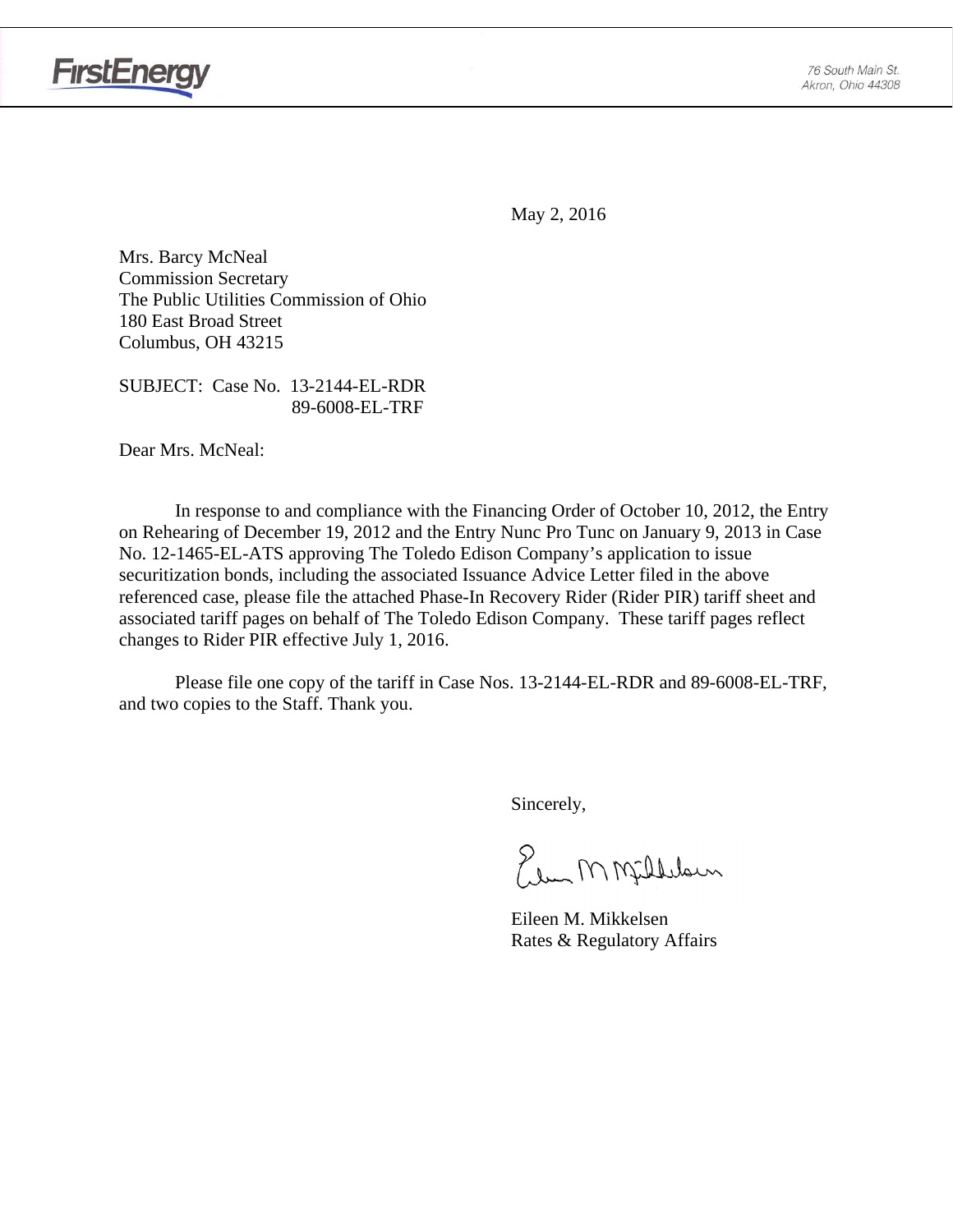FirstEnergy

76 South Main St.
Akron, Ohio 44308

May 2, 2016

Mrs. Barcy McNeal
Commission Secretary
The Public Utilities Commission of Ohio
180 East Broad Street
Columbus, OH 43215

SUBJECT: Case No. 13-2144-EL-RDR
89-6008-EL-TRF

Dear Mrs. McNeal:

In response to and compliance with the Financing Order of October 10, 2012, the Entry on Rehearing of December 19, 2012 and the Entry Nunc Pro Tunc on January 9, 2013 in Case No. 12-1465-EL-ATS approving The Toledo Edison Company's application to issue securitization bonds, including the associated Issuance Advice Letter filed in the above referenced case, please file the attached Phase-In Recovery Rider (Rider PIR) tariff sheet and associated tariff pages on behalf of The Toledo Edison Company. These tariff pages reflect changes to Rider PIR effective July 1, 2016.

Please file one copy of the tariff in Case Nos. 13-2144-EL-RDR and 89-6008-EL-TRF, and two copies to the Staff. Thank you.

Sincerely,

Eileen M. Mikkelsen
Rates & Regulatory Affairs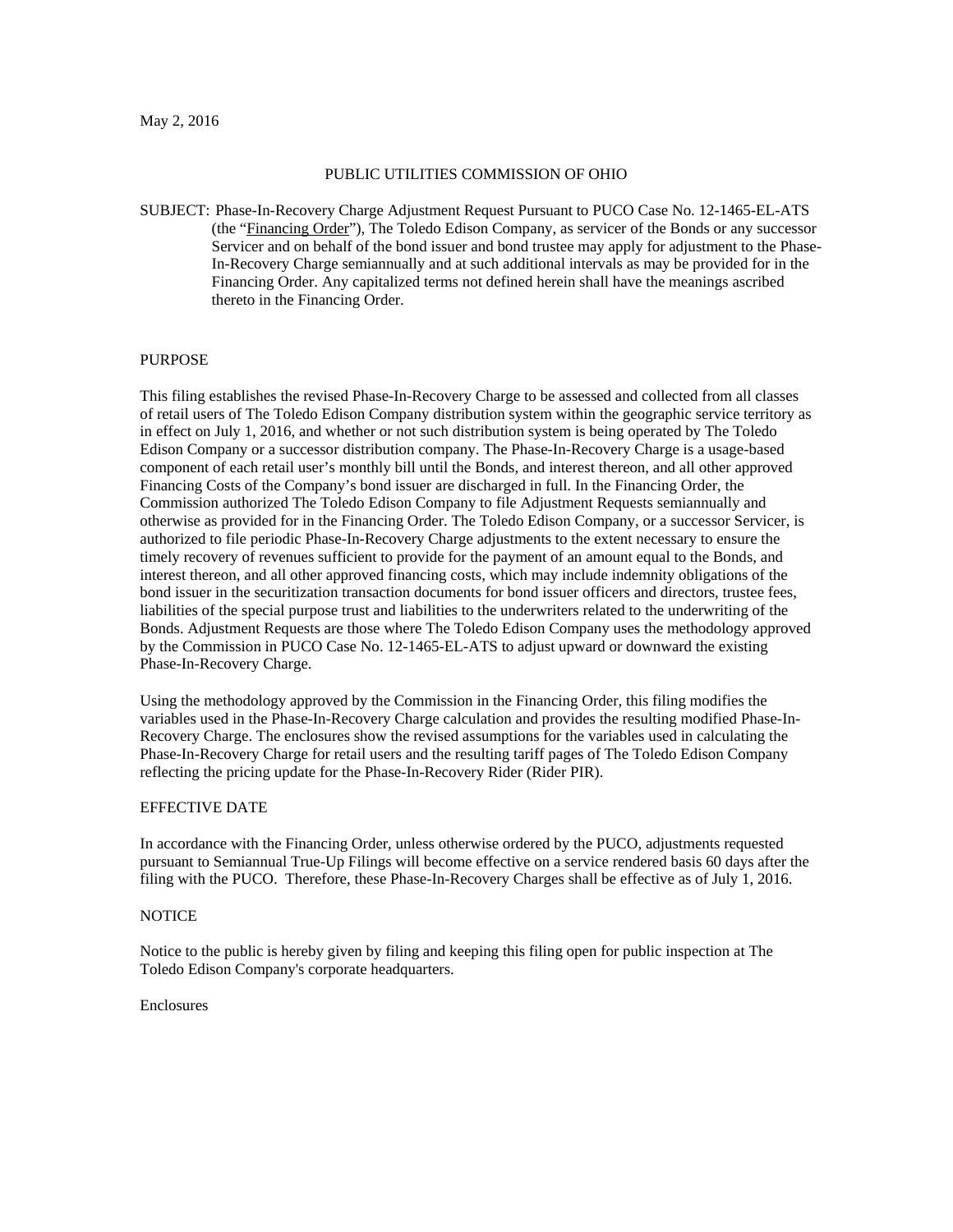May 2, 2016

PUBLIC UTILITIES COMMISSION OF OHIO

SUBJECT: Phase-In-Recovery Charge Adjustment Request Pursuant to PUCO Case No. 12-1465-EL-ATS (the "Financing Order"), The Toledo Edison Company, as servicer of the Bonds or any successor Servicer and on behalf of the bond issuer and bond trustee may apply for adjustment to the Phase-In-Recovery Charge semiannually and at such additional intervals as may be provided for in the Financing Order. Any capitalized terms not defined herein shall have the meanings ascribed thereto in the Financing Order.

PURPOSE

This filing establishes the revised Phase-In-Recovery Charge to be assessed and collected from all classes of retail users of The Toledo Edison Company distribution system within the geographic service territory as in effect on July 1, 2016, and whether or not such distribution system is being operated by The Toledo Edison Company or a successor distribution company. The Phase-In-Recovery Charge is a usage-based component of each retail user's monthly bill until the Bonds, and interest thereon, and all other approved Financing Costs of the Company's bond issuer are discharged in full. In the Financing Order, the Commission authorized The Toledo Edison Company to file Adjustment Requests semiannually and otherwise as provided for in the Financing Order. The Toledo Edison Company, or a successor Servicer, is authorized to file periodic Phase-In-Recovery Charge adjustments to the extent necessary to ensure the timely recovery of revenues sufficient to provide for the payment of an amount equal to the Bonds, and interest thereon, and all other approved financing costs, which may include indemnity obligations of the bond issuer in the securitization transaction documents for bond issuer officers and directors, trustee fees, liabilities of the special purpose trust and liabilities to the underwriters related to the underwriting of the Bonds. Adjustment Requests are those where The Toledo Edison Company uses the methodology approved by the Commission in PUCO Case No. 12-1465-EL-ATS to adjust upward or downward the existing Phase-In-Recovery Charge.

Using the methodology approved by the Commission in the Financing Order, this filing modifies the variables used in the Phase-In-Recovery Charge calculation and provides the resulting modified Phase-In-Recovery Charge. The enclosures show the revised assumptions for the variables used in calculating the Phase-In-Recovery Charge for retail users and the resulting tariff pages of The Toledo Edison Company reflecting the pricing update for the Phase-In-Recovery Rider (Rider PIR).

EFFECTIVE DATE

In accordance with the Financing Order, unless otherwise ordered by the PUCO, adjustments requested pursuant to Semiannual True-Up Filings will become effective on a service rendered basis 60 days after the filing with the PUCO. Therefore, these Phase-In-Recovery Charges shall be effective as of July 1, 2016.

NOTICE

Notice to the public is hereby given by filing and keeping this filing open for public inspection at The Toledo Edison Company's corporate headquarters.

Enclosures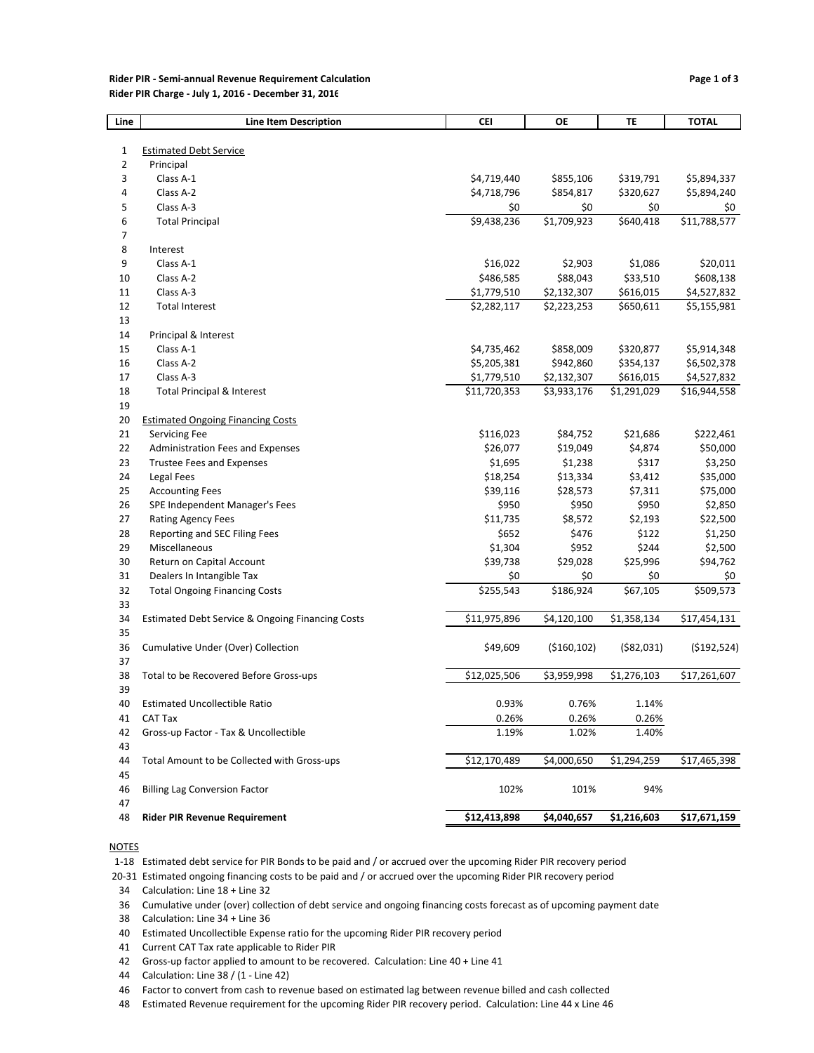**Rider PIR - Semi-annual Revenue Requirement Calculation**

**Rider PIR Charge - July 1, 2016 - December 31, 2016**

| Line | Line Item Description | CEI | OE | TE | TOTAL |
|---|---|---|---|---|---|
| 1 | Estimated Debt Service | | | | |
| 2 | Principal | | | | |
| 3 | Class A-1 | $4,719,440 | $855,106 | $319,791 | $5,894,337 |
| 4 | Class A-2 | $4,718,796 | $854,817 | $320,627 | $5,894,240 |
| 5 | Class A-3 | $0 | $0 | $0 | $0 |
| 6 | Total Principal | $9,438,236 | $1,709,923 | $640,418 | $11,788,577 |
| 7 | | | | | |
| 8 | Interest | | | | |
| 9 | Class A-1 | $16,022 | $2,903 | $1,086 | $20,011 |
| 10 | Class A-2 | $486,585 | $88,043 | $33,510 | $608,138 |
| 11 | Class A-3 | $1,779,510 | $2,132,307 | $616,015 | $4,527,832 |
| 12 | Total Interest | $2,282,117 | $2,223,253 | $650,611 | $5,155,981 |
| 13 | | | | | |
| 14 | Principal & Interest | | | | |
| 15 | Class A-1 | $4,735,462 | $858,009 | $320,877 | $5,914,348 |
| 16 | Class A-2 | $5,205,381 | $942,860 | $354,137 | $6,502,378 |
| 17 | Class A-3 | $1,779,510 | $2,132,307 | $616,015 | $4,527,832 |
| 18 | Total Principal & Interest | $11,720,353 | $3,933,176 | $1,291,029 | $16,944,558 |
| 19 | | | | | |
| 20 | Estimated Ongoing Financing Costs | | | | |
| 21 | Servicing Fee | $116,023 | $84,752 | $21,686 | $222,461 |
| 22 | Administration Fees and Expenses | $26,077 | $19,049 | $4,874 | $50,000 |
| 23 | Trustee Fees and Expenses | $1,695 | $1,238 | $317 | $3,250 |
| 24 | Legal Fees | $18,254 | $13,334 | $3,412 | $35,000 |
| 25 | Accounting Fees | $39,116 | $28,573 | $7,311 | $75,000 |
| 26 | SPE Independent Manager's Fees | $950 | $950 | $950 | $2,850 |
| 27 | Rating Agency Fees | $11,735 | $8,572 | $2,193 | $22,500 |
| 28 | Reporting and SEC Filing Fees | $652 | $476 | $122 | $1,250 |
| 29 | Miscellaneous | $1,304 | $952 | $244 | $2,500 |
| 30 | Return on Capital Account | $39,738 | $29,028 | $25,996 | $94,762 |
| 31 | Dealers In Intangible Tax | $0 | $0 | $0 | $0 |
| 32 | Total Ongoing Financing Costs | $255,543 | $186,924 | $67,105 | $509,573 |
| 33 | | | | | |
| 34 | Estimated Debt Service & Ongoing Financing Costs | $11,975,896 | $4,120,100 | $1,358,134 | $17,454,131 |
| 35 | | | | | |
| 36 | Cumulative Under (Over) Collection | $49,609 | ($160,102) | ($82,031) | ($192,524) |
| 37 | | | | | |
| 38 | Total to be Recovered Before Gross-ups | $12,025,506 | $3,959,998 | $1,276,103 | $17,261,607 |
| 39 | | | | | |
| 40 | Estimated Uncollectible Ratio | 0.93% | 0.76% | 1.14% | |
| 41 | CAT Tax | 0.26% | 0.26% | 0.26% | |
| 42 | Gross-up Factor - Tax & Uncollectible | 1.19% | 1.02% | 1.40% | |
| 43 | | | | | |
| 44 | Total Amount to be Collected with Gross-ups | $12,170,489 | $4,000,650 | $1,294,259 | $17,465,398 |
| 45 | | | | | |
| 46 | Billing Lag Conversion Factor | 102% | 101% | 94% | |
| 47 | | | | | |
| 48 | **Rider PIR Revenue Requirement** | **$12,413,898** | **$4,040,657** | **$1,216,603** | **$17,671,159** |

NOTES

- 1-18 Estimated debt service for PIR Bonds to be paid and / or accrued over the upcoming Rider PIR recovery period
- 20-31 Estimated ongoing financing costs to be paid and / or accrued over the upcoming Rider PIR recovery period
- 34 Calculation: Line 18 + Line 32
- 36 Cumulative under (over) collection of debt service and ongoing financing costs forecast as of upcoming payment date
- 38 Calculation: Line 34 + Line 36
- 40 Estimated Uncollectible Expense ratio for the upcoming Rider PIR recovery period
- 41 Current CAT Tax rate applicable to Rider PIR
- 42 Gross-up factor applied to amount to be recovered. Calculation: Line 40 + Line 41
- 44 Calculation: Line 38 / (1 - Line 42)
- 46 Factor to convert from cash to revenue based on estimated lag between revenue billed and cash collected
- 48 Estimated Revenue requirement for the upcoming Rider PIR recovery period. Calculation: Line 44 x Line 46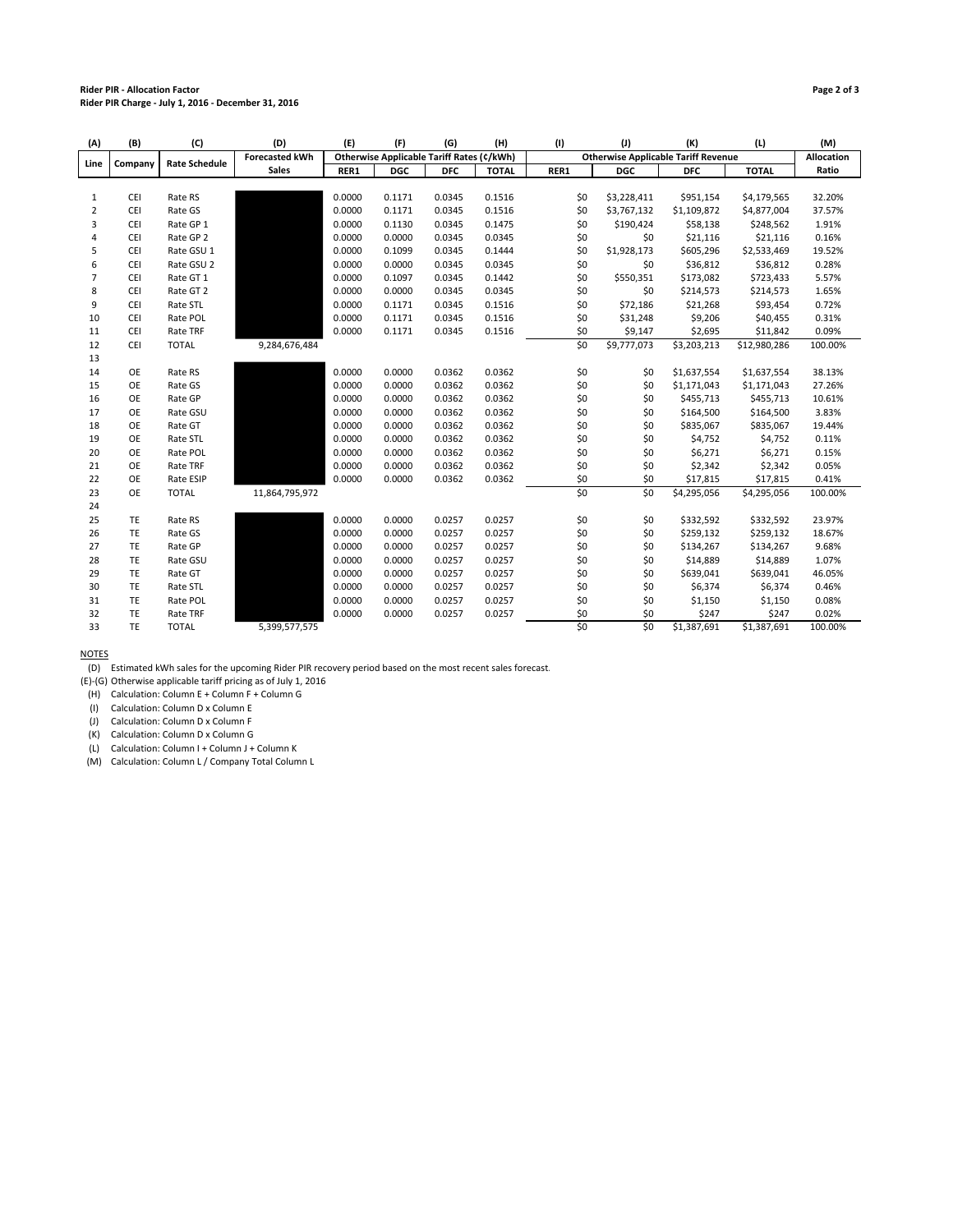**Rider PIR - Allocation Factor**
**Rider PIR Charge - July 1, 2016 - December 31, 2016**

| (A) | (B) | (C) | (D) | (E) | (F) | (G) | (H) | (I) | (J) | (K) | (L) | (M) |
|---|---|---|---|---|---|---|---|---|---|---|---|---|
| Line | Company | Rate Schedule | Forecasted kWh Sales | Otherwise Applicable Tariff Rates (¢/kWh) | | | | Otherwise Applicable Tariff Revenue | | | | Allocation Ratio |
| | | | | RER1 | DGC | DFC | TOTAL | RER1 | DGC | DFC | TOTAL | |
| 1 | CEI | Rate RS | | 0.0000 | 0.1171 | 0.0345 | 0.1516 | $0 | $3,228,411 | $951,154 | $4,179,565 | 32.20% |
| 2 | CEI | Rate GS | | 0.0000 | 0.1171 | 0.0345 | 0.1516 | $0 | $3,767,132 | $1,109,872 | $4,877,004 | 37.57% |
| 3 | CEI | Rate GP 1 | | 0.0000 | 0.1130 | 0.0345 | 0.1475 | $0 | $190,424 | $58,138 | $248,562 | 1.91% |
| 4 | CEI | Rate GP 2 | | 0.0000 | 0.0000 | 0.0345 | 0.0345 | $0 | $0 | $21,116 | $21,116 | 0.16% |
| 5 | CEI | Rate GSU 1 | | 0.0000 | 0.1099 | 0.0345 | 0.1444 | $0 | $1,928,173 | $605,296 | $2,533,469 | 19.52% |
| 6 | CEI | Rate GSU 2 | | 0.0000 | 0.0000 | 0.0345 | 0.0345 | $0 | $0 | $36,812 | $36,812 | 0.28% |
| 7 | CEI | Rate GT 1 | | 0.0000 | 0.1097 | 0.0345 | 0.1442 | $0 | $550,351 | $173,082 | $723,433 | 5.57% |
| 8 | CEI | Rate GT 2 | | 0.0000 | 0.0000 | 0.0345 | 0.0345 | $0 | $0 | $214,573 | $214,573 | 1.65% |
| 9 | CEI | Rate STL | | 0.0000 | 0.1171 | 0.0345 | 0.1516 | $0 | $72,186 | $21,268 | $93,454 | 0.72% |
| 10 | CEI | Rate POL | | 0.0000 | 0.1171 | 0.0345 | 0.1516 | $0 | $31,248 | $9,206 | $40,455 | 0.31% |
| 11 | CEI | Rate TRF | | 0.0000 | 0.1171 | 0.0345 | 0.1516 | $0 | $9,147 | $2,695 | $11,842 | 0.09% |
| 12 | CEI | TOTAL | 9,284,676,484 | | | | | $0 | $9,777,073 | $3,203,213 | $12,980,286 | 100.00% |
| 13 | | | | | | | | | | | | |
| 14 | OE | Rate RS | | 0.0000 | 0.0000 | 0.0362 | 0.0362 | $0 | $0 | $1,637,554 | $1,637,554 | 38.13% |
| 15 | OE | Rate GS | | 0.0000 | 0.0000 | 0.0362 | 0.0362 | $0 | $0 | $1,171,043 | $1,171,043 | 27.26% |
| 16 | OE | Rate GP | | 0.0000 | 0.0000 | 0.0362 | 0.0362 | $0 | $0 | $455,713 | $455,713 | 10.61% |
| 17 | OE | Rate GSU | | 0.0000 | 0.0000 | 0.0362 | 0.0362 | $0 | $0 | $164,500 | $164,500 | 3.83% |
| 18 | OE | Rate GT | | 0.0000 | 0.0000 | 0.0362 | 0.0362 | $0 | $0 | $835,067 | $835,067 | 19.44% |
| 19 | OE | Rate STL | | 0.0000 | 0.0000 | 0.0362 | 0.0362 | $0 | $0 | $4,752 | $4,752 | 0.11% |
| 20 | OE | Rate POL | | 0.0000 | 0.0000 | 0.0362 | 0.0362 | $0 | $0 | $6,271 | $6,271 | 0.15% |
| 21 | OE | Rate TRF | | 0.0000 | 0.0000 | 0.0362 | 0.0362 | $0 | $0 | $2,342 | $2,342 | 0.05% |
| 22 | OE | Rate ESIP | | 0.0000 | 0.0000 | 0.0362 | 0.0362 | $0 | $0 | $17,815 | $17,815 | 0.41% |
| 23 | OE | TOTAL | 11,864,795,972 | | | | | $0 | $0 | $4,295,056 | $4,295,056 | 100.00% |
| 24 | | | | | | | | | | | | |
| 25 | TE | Rate RS | | 0.0000 | 0.0000 | 0.0257 | 0.0257 | $0 | $0 | $332,592 | $332,592 | 23.97% |
| 26 | TE | Rate GS | | 0.0000 | 0.0000 | 0.0257 | 0.0257 | $0 | $0 | $259,132 | $259,132 | 18.67% |
| 27 | TE | Rate GP | | 0.0000 | 0.0000 | 0.0257 | 0.0257 | $0 | $0 | $134,267 | $134,267 | 9.68% |
| 28 | TE | Rate GSU | | 0.0000 | 0.0000 | 0.0257 | 0.0257 | $0 | $0 | $14,889 | $14,889 | 1.07% |
| 29 | TE | Rate GT | | 0.0000 | 0.0000 | 0.0257 | 0.0257 | $0 | $0 | $639,041 | $639,041 | 46.05% |
| 30 | TE | Rate STL | | 0.0000 | 0.0000 | 0.0257 | 0.0257 | $0 | $0 | $6,374 | $6,374 | 0.46% |
| 31 | TE | Rate POL | | 0.0000 | 0.0000 | 0.0257 | 0.0257 | $0 | $0 | $1,150 | $1,150 | 0.08% |
| 32 | TE | Rate TRF | | 0.0000 | 0.0000 | 0.0257 | 0.0257 | $0 | $0 | $247 | $247 | 0.02% |
| 33 | TE | TOTAL | 5,399,577,575 | | | | | $0 | $0 | $1,387,691 | $1,387,691 | 100.00% |

NOTES

(D) Estimated kWh sales for the upcoming Rider PIR recovery period based on the most recent sales forecast.
(E)-(G) Otherwise applicable tariff pricing as of July 1, 2016
(H) Calculation: Column E + Column F + Column G
(I) Calculation: Column D x Column E
(J) Calculation: Column D x Column F
(K) Calculation: Column D x Column G
(L) Calculation: Column I + Column J + Column K
(M) Calculation: Column L / Company Total Column L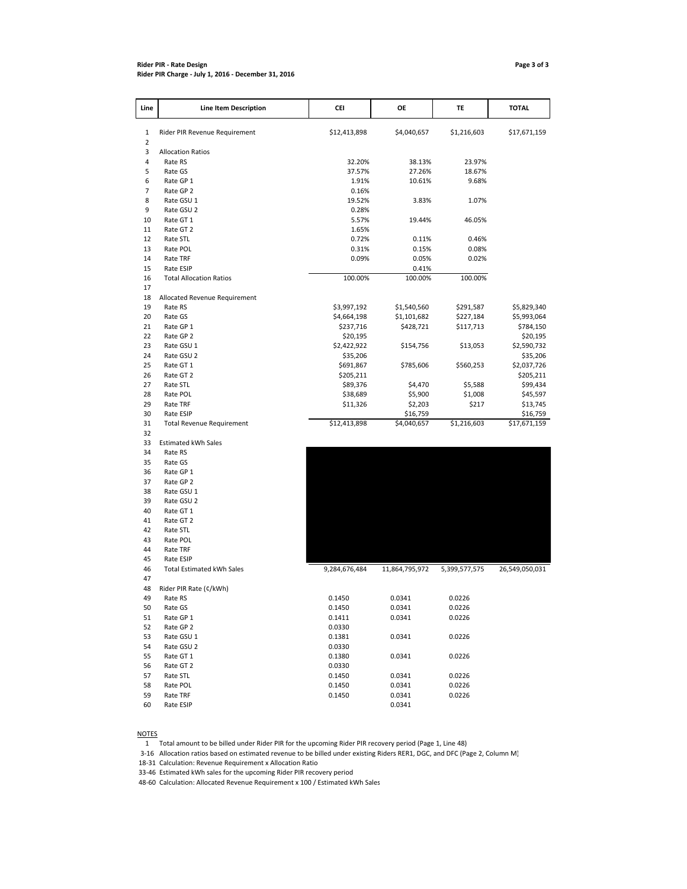**Rider PIR - Rate Design**
**Rider PIR Charge - July 1, 2016 - December 31, 2016**

| Line | Line Item Description | CEI | OE | TE | TOTAL |
|---|---|---|---|---|---|
| 1 | Rider PIR Revenue Requirement | $12,413,898 | $4,040,657 | $1,216,603 | $17,671,159 |
| 2 | | | | | |
| 3 | Allocation Ratios | | | | |
| 4 | Rate RS | 32.20% | 38.13% | 23.97% | |
| 5 | Rate GS | 37.57% | 27.26% | 18.67% | |
| 6 | Rate GP 1 | 1.91% | 10.61% | 9.68% | |
| 7 | Rate GP 2 | 0.16% | | | |
| 8 | Rate GSU 1 | 19.52% | 3.83% | 1.07% | |
| 9 | Rate GSU 2 | 0.28% | | | |
| 10 | Rate GT 1 | 5.57% | 19.44% | 46.05% | |
| 11 | Rate GT 2 | 1.65% | | | |
| 12 | Rate STL | 0.72% | 0.11% | 0.46% | |
| 13 | Rate POL | 0.31% | 0.15% | 0.08% | |
| 14 | Rate TRF | 0.09% | 0.05% | 0.02% | |
| 15 | Rate ESIP | | 0.41% | | |
| 16 | Total Allocation Ratios | 100.00% | 100.00% | 100.00% | |
| 17 | | | | | |
| 18 | Allocated Revenue Requirement | | | | |
| 19 | Rate RS | $3,997,192 | $1,540,560 | $291,587 | $5,829,340 |
| 20 | Rate GS | $4,664,198 | $1,101,682 | $227,184 | $5,993,064 |
| 21 | Rate GP 1 | $237,716 | $428,721 | $117,713 | $784,150 |
| 22 | Rate GP 2 | $20,195 | | | $20,195 |
| 23 | Rate GSU 1 | $2,422,922 | $154,756 | $13,053 | $2,590,732 |
| 24 | Rate GSU 2 | $35,206 | | | $35,206 |
| 25 | Rate GT 1 | $691,867 | $785,606 | $560,253 | $2,037,726 |
| 26 | Rate GT 2 | $205,211 | | | $205,211 |
| 27 | Rate STL | $89,376 | $4,470 | $5,588 | $99,434 |
| 28 | Rate POL | $38,689 | $5,900 | $1,008 | $45,597 |
| 29 | Rate TRF | $11,326 | $2,203 | $217 | $13,745 |
| 30 | Rate ESIP | | $16,759 | | $16,759 |
| 31 | Total Revenue Requirement | $12,413,898 | $4,040,657 | $1,216,603 | $17,671,159 |
| 32 | | | | | |
| 33 | Estimated kWh Sales | | | | |
| 34 | Rate RS | | | | |
| 35 | Rate GS | | | | |
| 36 | Rate GP 1 | | | | |
| 37 | Rate GP 2 | | | | |
| 38 | Rate GSU 1 | | | | |
| 39 | Rate GSU 2 | | | | |
| 40 | Rate GT 1 | | | | |
| 41 | Rate GT 2 | | | | |
| 42 | Rate STL | | | | |
| 43 | Rate POL | | | | |
| 44 | Rate TRF | | | | |
| 45 | Rate ESIP | | | | |
| 46 | Total Estimated kWh Sales | 9,284,676,484 | 11,864,795,972 | 5,399,577,575 | 26,549,050,031 |
| 47 | | | | | |
| 48 | Rider PIR Rate (¢/kWh) | | | | |
| 49 | Rate RS | 0.1450 | 0.0341 | 0.0226 | |
| 50 | Rate GS | 0.1450 | 0.0341 | 0.0226 | |
| 51 | Rate GP 1 | 0.1411 | 0.0341 | 0.0226 | |
| 52 | Rate GP 2 | 0.0330 | | | |
| 53 | Rate GSU 1 | 0.1381 | 0.0341 | 0.0226 | |
| 54 | Rate GSU 2 | 0.0330 | | | |
| 55 | Rate GT 1 | 0.1380 | 0.0341 | 0.0226 | |
| 56 | Rate GT 2 | 0.0330 | | | |
| 57 | Rate STL | 0.1450 | 0.0341 | 0.0226 | |
| 58 | Rate POL | 0.1450 | 0.0341 | 0.0226 | |
| 59 | Rate TRF | 0.1450 | 0.0341 | 0.0226 | |
| 60 | Rate ESIP | | 0.0341 | | |

NOTES

1 Total amount to be billed under Rider PIR for the upcoming Rider PIR recovery period (Page 1, Line 48)

3-16 Allocation ratios based on estimated revenue to be billed under existing Riders RER1, DGC, and DFC (Page 2, Column M)

18-31 Calculation: Revenue Requirement x Allocation Ratio

33-46 Estimated kWh sales for the upcoming Rider PIR recovery period

48-60 Calculation: Allocated Revenue Requirement x 100 / Estimated kWh Sales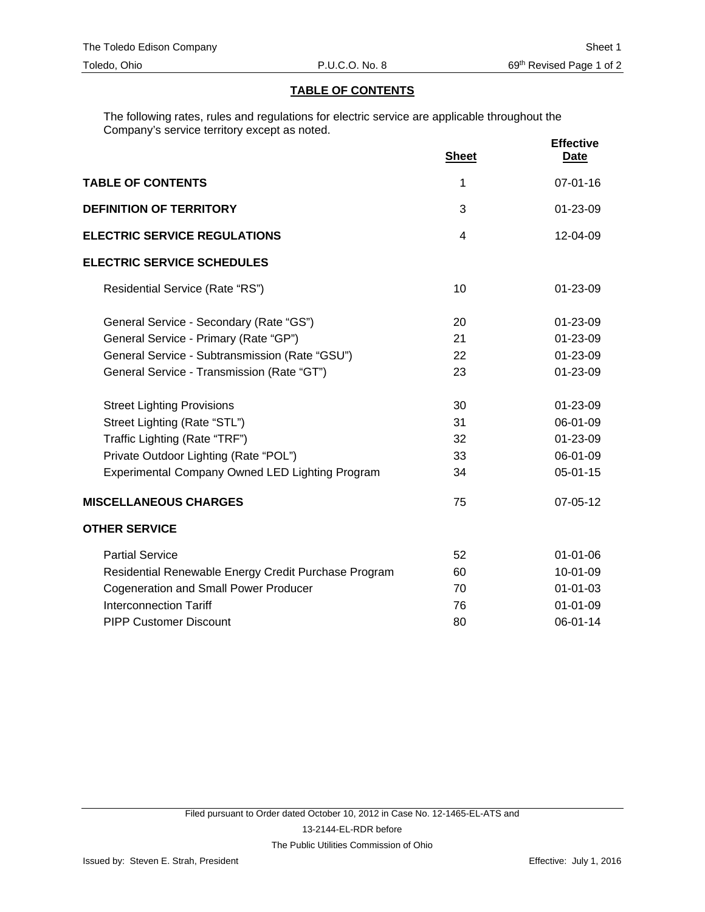## TABLE OF CONTENTS

The following rates, rules and regulations for electric service are applicable throughout the Company's service territory except as noted.

| | Sheet | Effective Date |
|---|---|---|
| **TABLE OF CONTENTS** | 1 | 07-01-16 |
| **DEFINITION OF TERRITORY** | 3 | 01-23-09 |
| **ELECTRIC SERVICE REGULATIONS** | 4 | 12-04-09 |
| **ELECTRIC SERVICE SCHEDULES** | | |
| Residential Service (Rate "RS") | 10 | 01-23-09 |
| General Service - Secondary (Rate "GS") | 20 | 01-23-09 |
| General Service - Primary (Rate "GP") | 21 | 01-23-09 |
| General Service - Subtransmission (Rate "GSU") | 22 | 01-23-09 |
| General Service - Transmission (Rate "GT") | 23 | 01-23-09 |
| Street Lighting Provisions | 30 | 01-23-09 |
| Street Lighting (Rate "STL") | 31 | 06-01-09 |
| Traffic Lighting (Rate "TRF") | 32 | 01-23-09 |
| Private Outdoor Lighting (Rate "POL") | 33 | 06-01-09 |
| Experimental Company Owned LED Lighting Program | 34 | 05-01-15 |
| **MISCELLANEOUS CHARGES** | 75 | 07-05-12 |
| **OTHER SERVICE** | | |
| Partial Service | 52 | 01-01-06 |
| Residential Renewable Energy Credit Purchase Program | 60 | 10-01-09 |
| Cogeneration and Small Power Producer | 70 | 01-01-03 |
| Interconnection Tariff | 76 | 01-01-09 |
| PIPP Customer Discount | 80 | 06-01-14 |

Filed pursuant to Order dated October 10, 2012 in Case No. 12-1465-EL-ATS and 13-2144-EL-RDR before The Public Utilities Commission of Ohio

Issued by: Steven E. Strah, President

Effective: July 1, 2016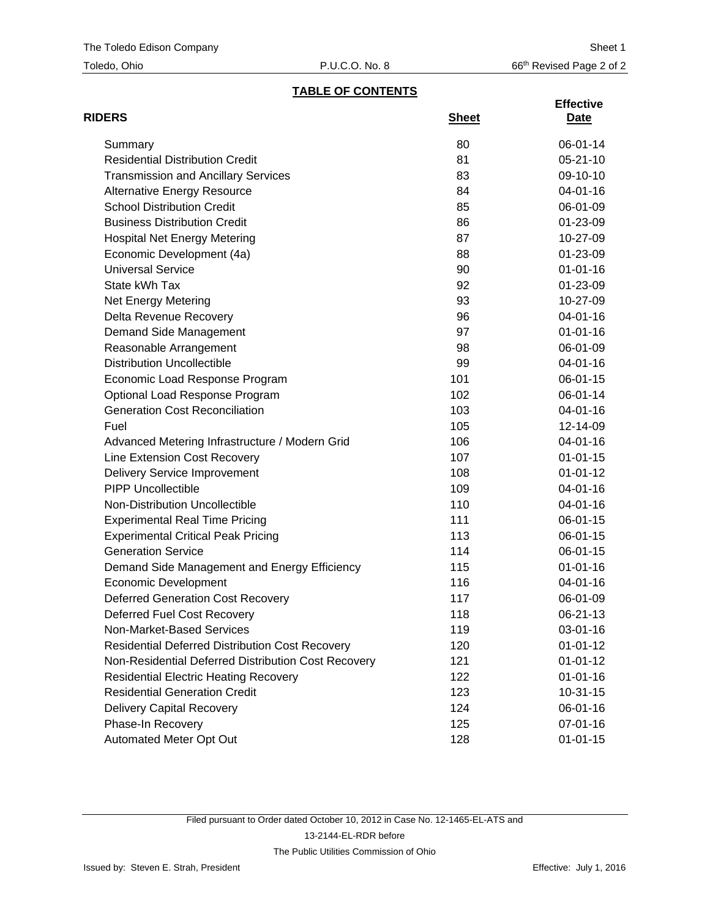The Toledo Edison Company — Sheet 1

Toledo, Ohio — P.U.C.O. No. 8 — 66th Revised Page 2 of 2

## TABLE OF CONTENTS

| RIDERS | Sheet | Effective Date |
|---|---|---|
| Summary | 80 | 06-01-14 |
| Residential Distribution Credit | 81 | 05-21-10 |
| Transmission and Ancillary Services | 83 | 09-10-10 |
| Alternative Energy Resource | 84 | 04-01-16 |
| School Distribution Credit | 85 | 06-01-09 |
| Business Distribution Credit | 86 | 01-23-09 |
| Hospital Net Energy Metering | 87 | 10-27-09 |
| Economic Development (4a) | 88 | 01-23-09 |
| Universal Service | 90 | 01-01-16 |
| State kWh Tax | 92 | 01-23-09 |
| Net Energy Metering | 93 | 10-27-09 |
| Delta Revenue Recovery | 96 | 04-01-16 |
| Demand Side Management | 97 | 01-01-16 |
| Reasonable Arrangement | 98 | 06-01-09 |
| Distribution Uncollectible | 99 | 04-01-16 |
| Economic Load Response Program | 101 | 06-01-15 |
| Optional Load Response Program | 102 | 06-01-14 |
| Generation Cost Reconciliation | 103 | 04-01-16 |
| Fuel | 105 | 12-14-09 |
| Advanced Metering Infrastructure / Modern Grid | 106 | 04-01-16 |
| Line Extension Cost Recovery | 107 | 01-01-15 |
| Delivery Service Improvement | 108 | 01-01-12 |
| PIPP Uncollectible | 109 | 04-01-16 |
| Non-Distribution Uncollectible | 110 | 04-01-16 |
| Experimental Real Time Pricing | 111 | 06-01-15 |
| Experimental Critical Peak Pricing | 113 | 06-01-15 |
| Generation Service | 114 | 06-01-15 |
| Demand Side Management and Energy Efficiency | 115 | 01-01-16 |
| Economic Development | 116 | 04-01-16 |
| Deferred Generation Cost Recovery | 117 | 06-01-09 |
| Deferred Fuel Cost Recovery | 118 | 06-21-13 |
| Non-Market-Based Services | 119 | 03-01-16 |
| Residential Deferred Distribution Cost Recovery | 120 | 01-01-12 |
| Non-Residential Deferred Distribution Cost Recovery | 121 | 01-01-12 |
| Residential Electric Heating Recovery | 122 | 01-01-16 |
| Residential Generation Credit | 123 | 10-31-15 |
| Delivery Capital Recovery | 124 | 06-01-16 |
| Phase-In Recovery | 125 | 07-01-16 |
| Automated Meter Opt Out | 128 | 01-01-15 |

Filed pursuant to Order dated October 10, 2012 in Case No. 12-1465-EL-ATS and 13-2144-EL-RDR before The Public Utilities Commission of Ohio

Issued by: Steven E. Strah, President — Effective: July 1, 2016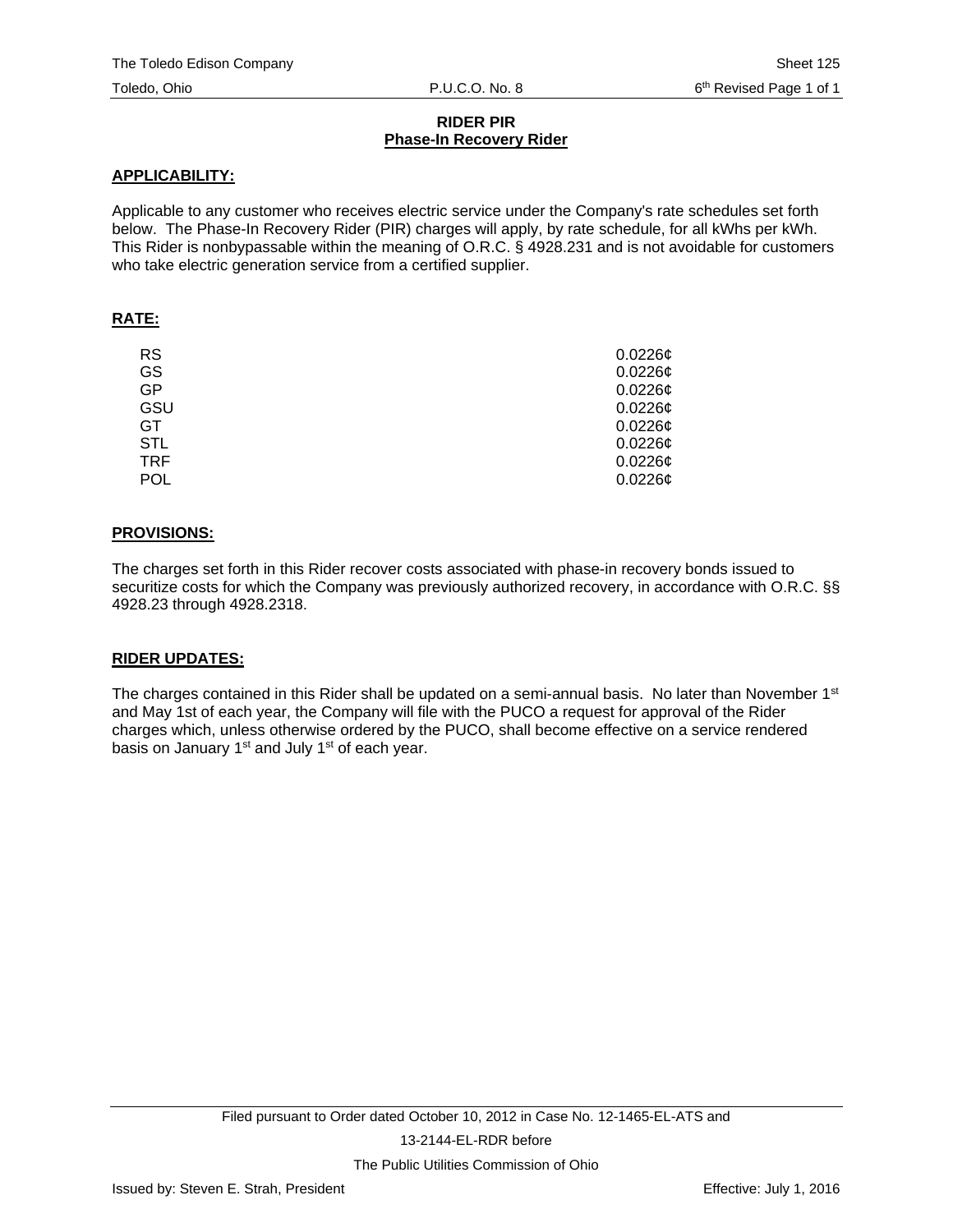## RIDER PIR
## Phase-In Recovery Rider

**APPLICABILITY:**

Applicable to any customer who receives electric service under the Company's rate schedules set forth below. The Phase-In Recovery Rider (PIR) charges will apply, by rate schedule, for all kWhs per kWh. This Rider is nonbypassable within the meaning of O.R.C. § 4928.231 and is not avoidable for customers who take electric generation service from a certified supplier.

**RATE:**

| | |
|---|---|
| RS | 0.0226¢ |
| GS | 0.0226¢ |
| GP | 0.0226¢ |
| GSU | 0.0226¢ |
| GT | 0.0226¢ |
| STL | 0.0226¢ |
| TRF | 0.0226¢ |
| POL | 0.0226¢ |

**PROVISIONS:**

The charges set forth in this Rider recover costs associated with phase-in recovery bonds issued to securitize costs for which the Company was previously authorized recovery, in accordance with O.R.C. §§ 4928.23 through 4928.2318.

**RIDER UPDATES:**

The charges contained in this Rider shall be updated on a semi-annual basis. No later than November 1st and May 1st of each year, the Company will file with the PUCO a request for approval of the Rider charges which, unless otherwise ordered by the PUCO, shall become effective on a service rendered basis on January 1st and July 1st of each year.

Filed pursuant to Order dated October 10, 2012 in Case No. 12-1465-EL-ATS and 13-2144-EL-RDR before The Public Utilities Commission of Ohio

Issued by: Steven E. Strah, President

Effective: July 1, 2016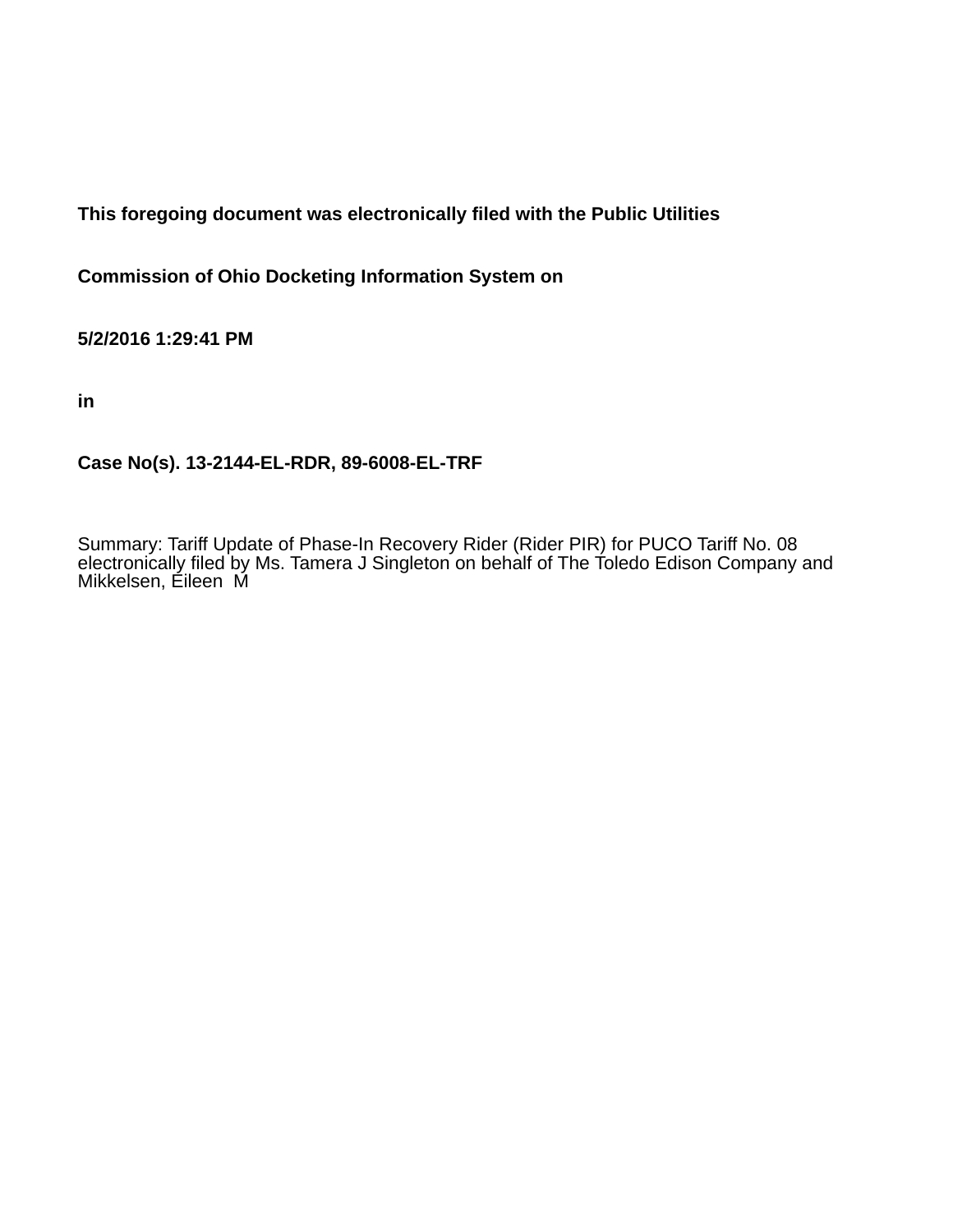**This foregoing document was electronically filed with the Public Utilities**

**Commission of Ohio Docketing Information System on**

**5/2/2016 1:29:41 PM**

**in**

**Case No(s). 13-2144-EL-RDR, 89-6008-EL-TRF**

Summary: Tariff Update of Phase-In Recovery Rider (Rider PIR) for PUCO Tariff No. 08 electronically filed by Ms. Tamera J Singleton on behalf of The Toledo Edison Company and Mikkelsen, Eileen M